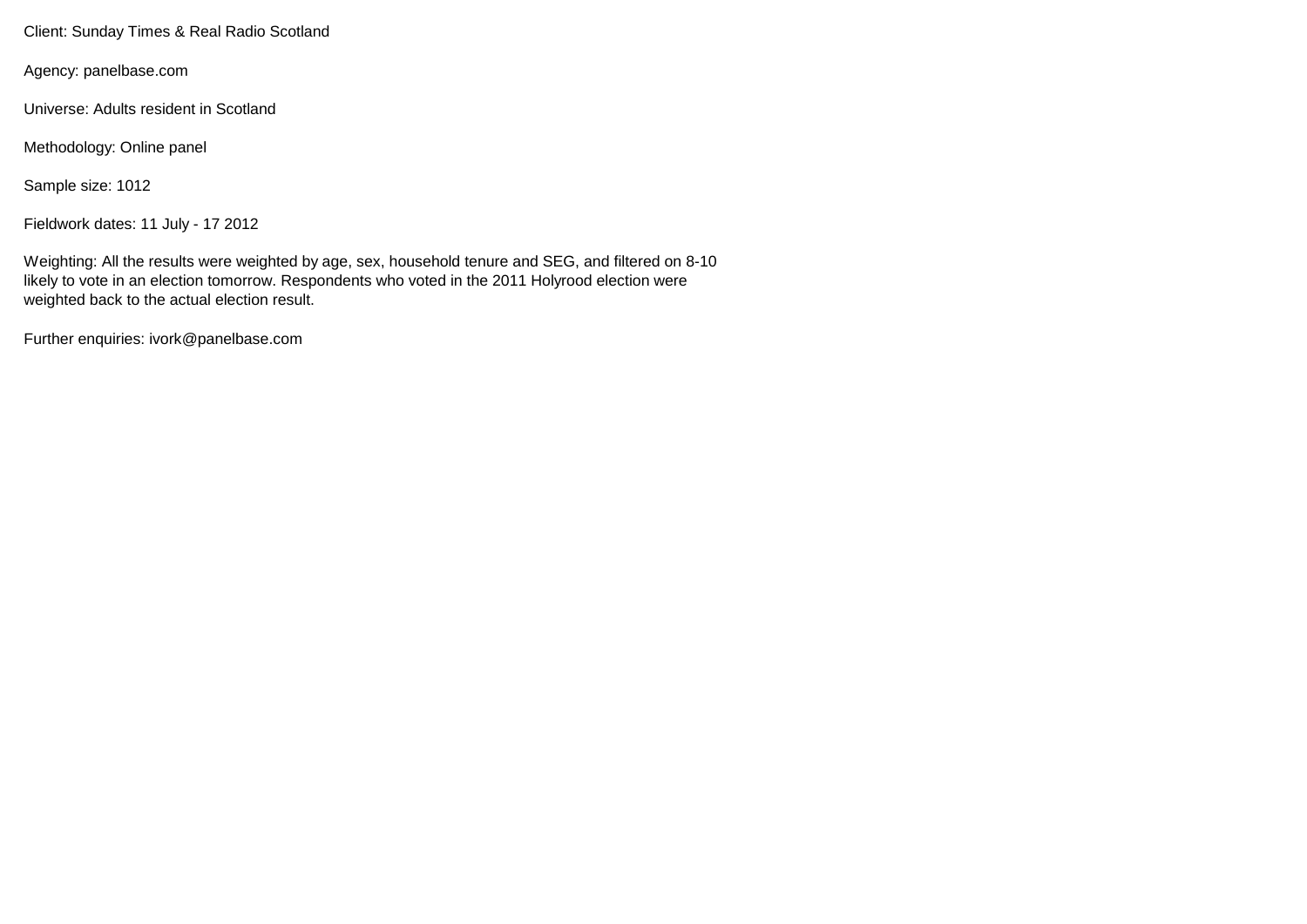Client: Sunday Times & Real Radio Scotland

Agency: panelbase.com

Universe: Adults resident in Scotland

Methodology: Online panel

Sample size: 1012

Fieldwork dates: 11 July - 17 2012

Weighting: All the results were weighted by age, sex, household tenure and SEG, and filtered on 8-10 likely to vote in an election tomorrow. Respondents who voted in the 2011 Holyrood election were weighted back to the actual election result.

Further enquiries: ivork@panelbase.com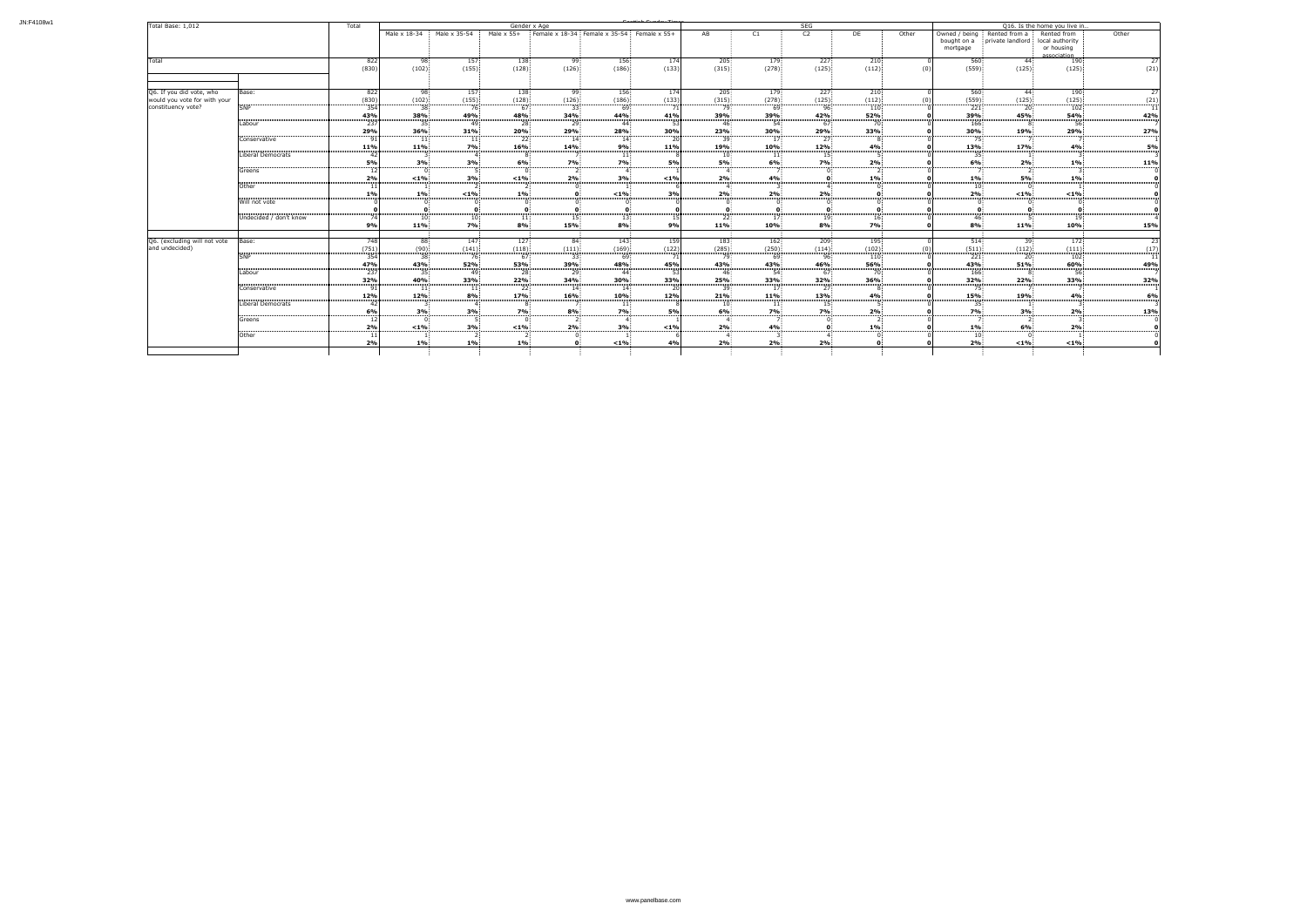| Total Base: 1,012 | | Total | Gender x Age | | | | | | SEG | | | | | Q16. Is the home you live in... | | | |
|---|---|---|---|---|---|---|---|---|---|---|---|---|---|---|---|---|---|
| | | | Male x 18-34 | Male x 35-54 | Male x 55+ | Female x 18-34 | Female x 35-54 | Female x 55+ | AB | C1 | C2 | DE | Other | Owned / being bought on a mortgage | Rented from a private landlord | Rented from local authority or housing association | Other |
| Total | | 822 | 98 | 157 | 138 | 99 | 156 | 174 | 205 | 179 | 227 | 210 | 0 | 560 | 44 | 190 | 27 |
| | | (830) | (102) | (155) | (128) | (126) | (186) | (133) | (315) | (278) | (125) | (112) | (0) | (559) | (125) | (125) | (21) |
| Q6. If you did vote, who would you vote for with your constituency vote? | Base: | 822 | 98 | 157 | 138 | 99 | 156 | 174 | 205 | 179 | 227 | 210 | 0 | 560 | 44 | 190 | 27 |
| | | (830) | (102) | (155) | (128) | (126) | (186) | (133) | (315) | (278) | (125) | (112) | (0) | (559) | (125) | (125) | (21) |
| | SNP | 354 | 38 | 76 | 67 | 33 | 69 | 71 | 79 | 69 | 96 | 110 | 0 | 221 | 20 | 102 | 11 |
| | | 43% | 38% | 49% | 48% | 34% | 44% | 41% | 39% | 39% | 42% | 52% | 0 | 39% | 45% | 54% | 42% |
| | Labour | 237 | 35 | 49 | 28 | 29 | 44 | 53 | 46 | 54 | 67 | 70 | 0 | 166 | 8 | 56 | 7 |
| | | 29% | 36% | 31% | 20% | 29% | 28% | 30% | 23% | 30% | 29% | 33% | 0 | 30% | 19% | 29% | 27% |
| | Conservative | 91 | 11 | 11 | 22 | 14 | 14 | 20 | 39 | 17 | 27 | 8 | 0 | 75 | 7 | 7 | 1 |
| | | 11% | 11% | 7% | 16% | 14% | 9% | 11% | 19% | 10% | 12% | 4% | 0 | 13% | 17% | 4% | 5% |
| | Liberal Democrats | 42 | 3 | 4 | 8 | 7 | 11 | 8 | 10 | 11 | 15 | 5 | 0 | 35 | 1 | 3 | 3 |
| | | 5% | 3% | 3% | 6% | 7% | 7% | 5% | 5% | 6% | 7% | 2% | 0 | 6% | 2% | 1% | 11% |
| | Greens | 12 | 0 | 5 | 0 | 2 | 4 | 1 | 4 | 7 | 0 | 2 | 0 | 7 | 2 | 3 | 0 |
| | | 2% | <1% | 3% | <1% | 2% | 3% | <1% | 2% | 4% | 0 | 1% | 0 | 1% | 5% | 1% | 0 |
| | Other | 11 | 1 | 2 | 2 | 0 | 1 | 6 | 4 | 3 | 4 | 0 | 0 | 10 | 0 | 1 | 0 |
| | | 1% | 1% | <1% | 1% | 0 | <1% | 3% | 2% | 2% | 2% | 0 | 0 | 2% | <1% | <1% | 0 |
| | Will not vote | 0 | 0 | 0 | 0 | 0 | 0 | 0 | 0 | 0 | 0 | 0 | 0 | 0 | 0 | 0 | 0 |
| | | 0 | 0 | 0 | 0 | 0 | 0 | 0 | 0 | 0 | 0 | 0 | 0 | 0 | 0 | 0 | 0 |
| | Undecided / don't know | 74 | 10 | 10 | 11 | 15 | 13 | 15 | 22 | 17 | 19 | 16 | 0 | 46 | 5 | 19 | 4 |
| | | 9% | 11% | 7% | 8% | 15% | 8% | 9% | 11% | 10% | 8% | 7% | 0 | 8% | 11% | 10% | 15% |
| Q6. (excluding will not vote and undecided) | Base: | 748 | 88 | 147 | 127 | 84 | 143 | 159 | 183 | 162 | 209 | 195 | 0 | 514 | 39 | 172 | 23 |
| | | (751) | (90) | (141) | (118) | (111) | (169) | (122) | (285) | (250) | (114) | (102) | (0) | (511) | (112) | (111) | (17) |
| | SNP | 354 | 38 | 76 | 67 | 33 | 69 | 71 | 79 | 69 | 96 | 110 | 0 | 221 | 20 | 102 | 11 |
| | | 47% | 43% | 52% | 53% | 39% | 48% | 45% | 43% | 43% | 46% | 56% | 0 | 43% | 51% | 60% | 49% |
| | Labour | 237 | 35 | 49 | 28 | 29 | 44 | 53 | 46 | 54 | 67 | 70 | 0 | 166 | 8 | 56 | 7 |
| | | 32% | 40% | 33% | 22% | 34% | 30% | 33% | 25% | 33% | 32% | 36% | 0 | 32% | 22% | 33% | 32% |
| | Conservative | 91 | 11 | 11 | 22 | 14 | 14 | 20 | 39 | 17 | 27 | 8 | 0 | 75 | 7 | 7 | 1 |
| | | 12% | 12% | 8% | 17% | 16% | 10% | 12% | 21% | 11% | 13% | 4% | 0 | 15% | 19% | 4% | 6% |
| | Liberal Democrats | 42 | 3 | 4 | 8 | 7 | 11 | 8 | 10 | 11 | 15 | 5 | 0 | 35 | 1 | 3 | 3 |
| | | 6% | 3% | 3% | 7% | 8% | 7% | 5% | 6% | 7% | 7% | 2% | 0 | 7% | 3% | 2% | 13% |
| | Greens | 12 | 0 | 5 | 0 | 2 | 4 | 1 | 4 | 7 | 0 | 2 | 0 | 7 | 2 | 3 | 0 |
| | | 2% | <1% | 3% | <1% | 2% | 3% | <1% | 2% | 4% | 0 | 1% | 0 | 1% | 6% | 2% | 0 |
| | Other | 11 | 1 | 2 | 2 | 0 | 1 | 6 | 4 | 3 | 4 | 0 | 0 | 10 | 0 | 1 | 0 |
| | | 2% | 1% | 1% | 1% | 0 | <1% | 4% | 2% | 2% | 2% | 0 | 0 | 2% | <1% | <1% | 0 |

www.panelbase.com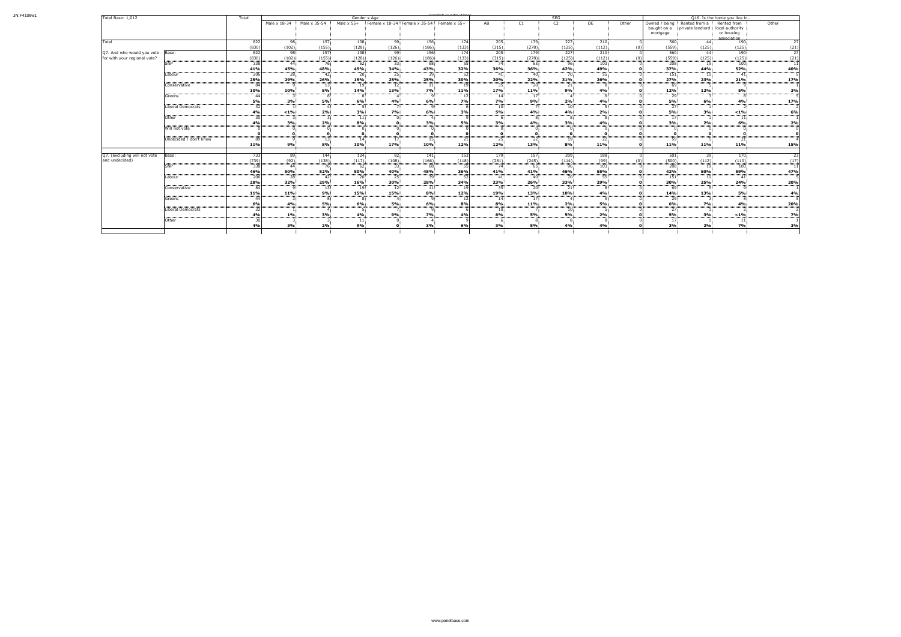| Total Base: 1,012 | | Total | Gender x Age | | | | | | SEG | | | | | Q16. Is the home you live in... | | | |
|---|---|---|---|---|---|---|---|---|---|---|---|---|---|---|---|---|---|
| | | | Male x 18-34 | Male x 35-54 | Male x 55+ | Female x 18-34 | Female x 35-54 | Female x 55+ | AB | C1 | C2 | DE | Other | Owned / being bought on a mortgage | Rented from a private landlord | Rented from local authority or housing association | Other |
| Total | | 822 | 98 | 157 | 138 | 99 | 156 | 174 | 205 | 179 | 227 | 210 | 0 | 560 | 44 | 190 | 27 |
| | | (830) | (102) | (155) | (128) | (126) | (186) | (133) | (315) | (278) | (125) | (112) | (0) | (559) | (125) | (125) | (21) |
| Q7. And who would you vote for with your regional vote? | Base: | 822 | 98 | 157 | 138 | 99 | 156 | 174 | 205 | 179 | 227 | 210 | 0 | 560 | 44 | 190 | 27 |
| | | (830) | (102) | (155) | (128) | (126) | (186) | (133) | (315) | (278) | (125) | (112) | (0) | (559) | (125) | (125) | (21) |
| | SNP | 338 | 44 | 76 | 62 | 33 | 68 | 55 | 74 | 65 | 96 | 103 | 0 | 208 | 19 | 100 | 11 |
| | | **41%** | **45%** | **48%** | **45%** | **34%** | **43%** | **32%** | **36%** | **36%** | **42%** | **49%** | **0** | **37%** | **44%** | **52%** | **40%** |
| | Labour | 206 | 28 | 42 | 20 | 25 | 39 | 52 | 41 | 40 | 70 | 55 | 0 | 151 | 10 | 41 | 5 |
| | | **25%** | **29%** | **26%** | **15%** | **25%** | **25%** | **30%** | **20%** | **22%** | **31%** | **26%** | **0** | **27%** | **23%** | **21%** | **17%** |
| | Conservative | 84 | 9 | 13 | 19 | 12 | 11 | 19 | 35 | 20 | 21 | 8 | 0 | 69 | 5 | 9 | 1 |
| | | **10%** | **10%** | **8%** | **14%** | **13%** | **7%** | **11%** | **17%** | **11%** | **9%** | **4%** | **0** | **12%** | **12%** | **5%** | **3%** |
| | Greens | 44 | 3 | 8 | 8 | 4 | 9 | 12 | 14 | 17 | 4 | 9 | 0 | 29 | 3 | 8 | 5 |
| | | **5%** | **3%** | **5%** | **6%** | **4%** | **6%** | **7%** | **7%** | **9%** | **2%** | **4%** | **0** | **5%** | **6%** | **4%** | **17%** |
| | Liberal Democrats | 32 | 1 | 4 | 5 | 7 | 9 | 6 | 10 | 7 | 10 | 5 | 0 | 27 | 1 | 2 | 2 |
| | | **4%** | **<1%** | **2%** | **3%** | **7%** | **6%** | **3%** | **5%** | **4%** | **4%** | **2%** | **0** | **5%** | **3%** | **<1%** | **6%** |
| | Other | 30 | 3 | 3 | 11 | 0 | 4 | 9 | 6 | 8 | 8 | 8 | 0 | 17 | 1 | 11 | 1 |
| | | **4%** | **3%** | **2%** | **8%** | **0** | **3%** | **5%** | **3%** | **4%** | **3%** | **4%** | **0** | **3%** | **2%** | **6%** | **2%** |
| | Will not vote | 0 | 0 | 0 | 0 | 0 | 0 | 0 | 0 | 0 | 0 | 0 | 0 | 0 | 0 | 0 | 0 |
| | | **0** | **0** | **0** | **0** | **0** | **0** | **0** | **0** | **0** | **0** | **0** | **0** | **0** | **0** | **0** | **0** |
| | Undecided / don't know | 89 | 9 | 13 | 14 | 17 | 15 | 21 | 25 | 22 | 19 | 22 | 0 | 59 | 5 | 21 | 4 |
| | | **11%** | **9%** | **8%** | **10%** | **17%** | **10%** | **12%** | **12%** | **13%** | **8%** | **11%** | **0** | **11%** | **11%** | **11%** | **15%** |
| Q7. (excluding will not vote and undecided) | Base: | 733 | 89 | 144 | 124 | 82 | 141 | 153 | 179 | 157 | 209 | 188 | 0 | 501 | 39 | 170 | 23 |
| | | (739) | (92) | (138) | (117) | (108) | (166) | (118) | (281) | (245) | (114) | (99) | (0) | (500) | (112) | (110) | (17) |
| | SNP | 338 | 44 | 76 | 62 | 33 | 68 | 55 | 74 | 65 | 96 | 103 | 0 | 208 | 19 | 100 | 11 |
| | | **46%** | **50%** | **52%** | **50%** | **40%** | **48%** | **36%** | **41%** | **41%** | **46%** | **55%** | **0** | **42%** | **50%** | **59%** | **47%** |
| | Labour | 206 | 28 | 42 | 20 | 25 | 39 | 52 | 41 | 40 | 70 | 55 | 0 | 151 | 10 | 41 | 5 |
| | | **28%** | **32%** | **29%** | **16%** | **30%** | **28%** | **34%** | **23%** | **26%** | **33%** | **29%** | **0** | **30%** | **25%** | **24%** | **20%** |
| | Conservative | 84 | 9 | 13 | 19 | 12 | 11 | 19 | 35 | 20 | 21 | 8 | 0 | 69 | 5 | 9 | 1 |
| | | **11%** | **11%** | **9%** | **15%** | **15%** | **8%** | **12%** | **19%** | **13%** | **10%** | **4%** | **0** | **14%** | **13%** | **5%** | **4%** |
| | Greens | 44 | 3 | 8 | 8 | 4 | 9 | 12 | 14 | 17 | 4 | 9 | 0 | 29 | 3 | 8 | 5 |
| | | **6%** | **4%** | **5%** | **6%** | **5%** | **6%** | **8%** | **8%** | **11%** | **2%** | **5%** | **0** | **6%** | **7%** | **4%** | **20%** |
| | Liberal Democrats | 32 | 1 | 4 | 5 | 7 | 9 | 6 | 10 | 7 | 10 | 5 | 0 | 27 | 1 | 2 | 2 |
| | | **4%** | **1%** | **3%** | **4%** | **9%** | **7%** | **4%** | **6%** | **5%** | **5%** | **2%** | **0** | **5%** | **3%** | **<1%** | **7%** |
| | Other | 30 | 3 | 3 | 11 | 0 | 4 | 9 | 6 | 8 | 8 | 8 | 0 | 17 | 1 | 11 | 1 |
| | | **4%** | **3%** | **2%** | **9%** | **0** | **3%** | **6%** | **3%** | **5%** | **4%** | **4%** | **0** | **3%** | **2%** | **7%** | **3%** |

www.panelbase.com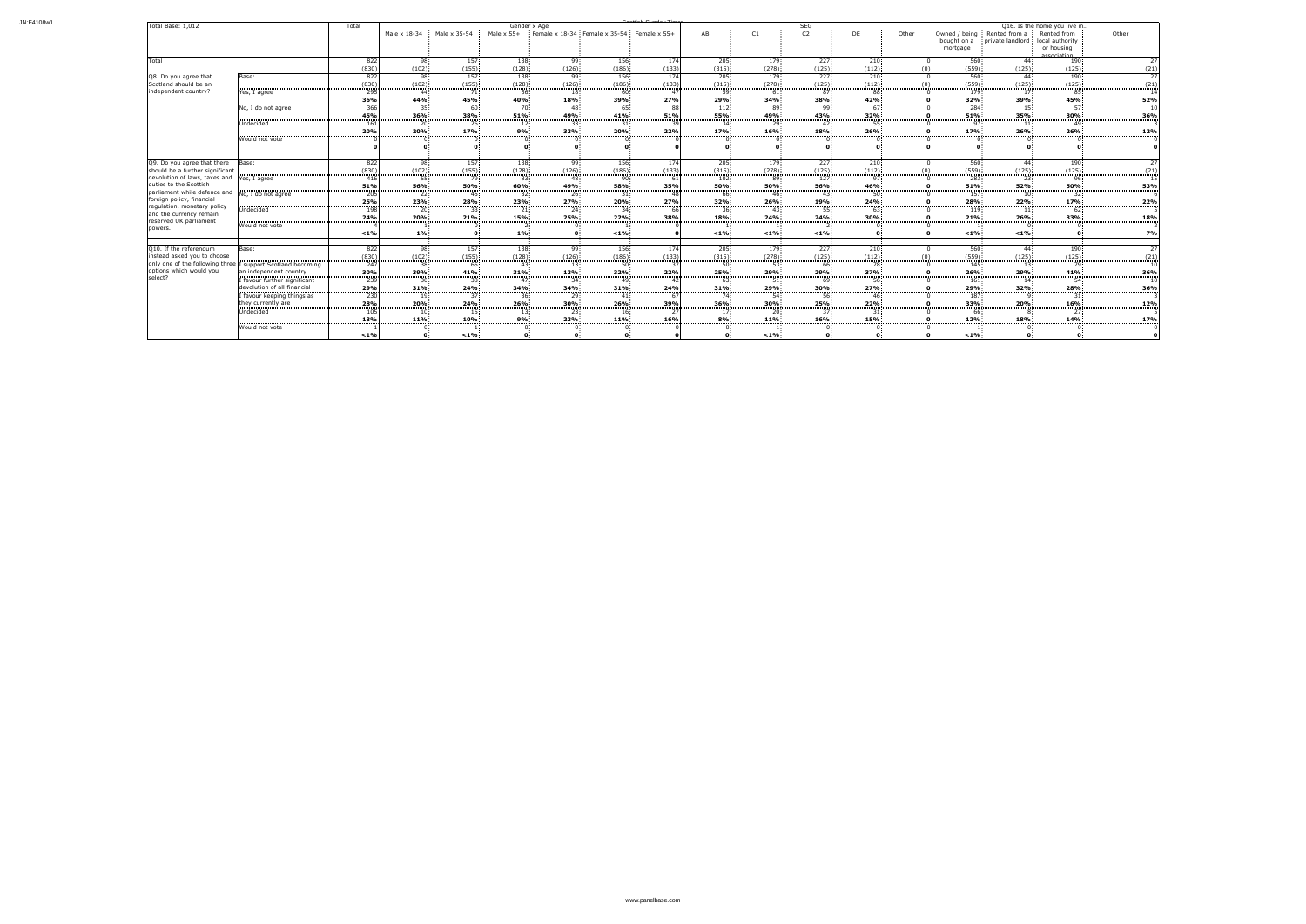| Total Base: 1,012 | | Total | Gender x Age | | | | | | SEG | | | | | Q16. Is the home you live in... | | | |
|---|---|---|---|---|---|---|---|---|---|---|---|---|---|---|---|---|---|
| | | | Male x 18-34 | Male x 35-54 | Male x 55+ | Female x 18-34 | Female x 35-54 | Female x 55+ | AB | C1 | C2 | DE | Other | Owned / being bought on a mortgage | Rented from a private landlord | Rented from local authority or housing association | Other |
| Total | | 822 | 98 | 157 | 138 | 99 | 156 | 174 | 205 | 179 | 227 | 210 | 0 | 560 | 44 | 190 | 27 |
| | | (830) | (102) | (155) | (128) | (126) | (186) | (133) | (315) | (278) | (125) | (112) | (0) | (559) | (125) | (125) | (21) |
| Q8. Do you agree that Scotland should be an independent country? | Base: | 822 | 98 | 157 | 138 | 99 | 156 | 174 | 205 | 179 | 227 | 210 | 0 | 560 | 44 | 190 | 27 |
| | | (830) | (102) | (155) | (128) | (126) | (186) | (133) | (315) | (278) | (125) | (112) | (0) | (559) | (125) | (125) | (21) |
| | Yes, I agree | 295 | 44 | 71 | 56 | 18 | 60 | 47 | 59 | 61 | 87 | 88 | 0 | 179 | 17 | 85 | 14 |
| | | **36%** | **44%** | **45%** | **40%** | **18%** | **39%** | **27%** | **29%** | **34%** | **38%** | **42%** | **0** | **32%** | **39%** | **45%** | **52%** |
| | No, I do not agree | 366 | 35 | 60 | 70 | 48 | 65 | 88 | 112 | 89 | 99 | 67 | 0 | 284 | 15 | 57 | 10 |
| | | **45%** | **36%** | **38%** | **51%** | **49%** | **41%** | **51%** | **55%** | **49%** | **43%** | **32%** | **0** | **51%** | **35%** | **30%** | **36%** |
| | Undecided | 161 | 20 | 26 | 12 | 33 | 31 | 39 | 34 | 29 | 42 | 55 | 0 | 97 | 11 | 49 | 3 |
| | | **20%** | **20%** | **17%** | **9%** | **33%** | **20%** | **22%** | **17%** | **16%** | **18%** | **26%** | **0** | **17%** | **26%** | **26%** | **12%** |
| | Would not vote | 0 | 0 | 0 | 0 | 0 | 0 | 0 | 0 | 0 | 0 | 0 | 0 | 0 | 0 | 0 | 0 |
| | | **0** | **0** | **0** | **0** | **0** | **0** | **0** | **0** | **0** | **0** | **0** | **0** | **0** | **0** | **0** | **0** |
| Q9. Do you agree that there should be a further significant devolution of laws, taxes and duties to the Scottish parliament while defence and foreign policy, financial regulation, monetary policy and the currency remain reserved UK parliament powers. | Base: | 822 | 98 | 157 | 138 | 99 | 156 | 174 | 205 | 179 | 227 | 210 | 0 | 560 | 44 | 190 | 27 |
| | | (830) | (102) | (155) | (128) | (126) | (186) | (133) | (315) | (278) | (125) | (112) | (0) | (559) | (125) | (125) | (21) |
| | Yes, I agree | 416 | 55 | 79 | 83 | 48 | 90 | 61 | 102 | 89 | 127 | 97 | 0 | 283 | 23 | 96 | 15 |
| | | **51%** | **56%** | **50%** | **60%** | **49%** | **58%** | **35%** | **50%** | **50%** | **56%** | **46%** | **0** | **51%** | **52%** | **50%** | **53%** |
| | No, I do not agree | 205 | 22 | 45 | 32 | 26 | 31 | 48 | 66 | 46 | 43 | 50 | 0 | 157 | 10 | 32 | 6 |
| | | **25%** | **23%** | **28%** | **23%** | **27%** | **20%** | **27%** | **32%** | **26%** | **19%** | **24%** | **0** | **28%** | **22%** | **17%** | **22%** |
| | Undecided | 198 | 20 | 33 | 21 | 24 | 34 | 66 | 36 | 43 | 55 | 63 | 0 | 119 | 11 | 62 | 5 |
| | | **24%** | **20%** | **21%** | **15%** | **25%** | **22%** | **38%** | **18%** | **24%** | **24%** | **30%** | **0** | **21%** | **26%** | **33%** | **18%** |
| | Would not vote | 4 | 1 | 0 | 2 | 0 | 1 | 0 | 1 | 1 | 2 | 0 | 0 | 1 | 0 | 0 | 2 |
| | | **<1%** | **1%** | **0** | **1%** | **0** | **<1%** | **0** | **<1%** | **<1%** | **<1%** | **0** | **0** | **<1%** | **<1%** | **0** | **7%** |
| Q10. If the referendum instead asked you to choose only one of the following three options which would you select? | Base: | 822 | 98 | 157 | 138 | 99 | 156 | 174 | 205 | 179 | 227 | 210 | 0 | 560 | 44 | 190 | 27 |
| | | (830) | (102) | (155) | (128) | (126) | (186) | (133) | (315) | (278) | (125) | (112) | (0) | (559) | (125) | (125) | (21) |
| | I support Scotland becoming an independent country | 247 | 38 | 65 | 43 | 13 | 50 | 37 | 50 | 53 | 66 | 78 | 0 | 145 | 13 | 79 | 10 |
| | | **30%** | **39%** | **41%** | **31%** | **13%** | **32%** | **22%** | **25%** | **29%** | **29%** | **37%** | **0** | **26%** | **29%** | **41%** | **36%** |
| | I favour further significant devolution of all financial | 239 | 30 | 38 | 47 | 34 | 49 | 42 | 63 | 51 | 69 | 56 | 0 | 161 | 14 | 54 | 10 |
| | | **29%** | **31%** | **24%** | **34%** | **34%** | **31%** | **24%** | **31%** | **29%** | **30%** | **27%** | **0** | **29%** | **32%** | **28%** | **36%** |
| | I favour keeping things as they currently are | 230 | 19 | 37 | 36 | 29 | 41 | 67 | 74 | 54 | 56 | 46 | 0 | 187 | 9 | 31 | 3 |
| | | **28%** | **20%** | **24%** | **26%** | **30%** | **26%** | **39%** | **36%** | **30%** | **25%** | **22%** | **0** | **33%** | **20%** | **16%** | **12%** |
| | Undecided | 105 | 10 | 15 | 13 | 23 | 16 | 27 | 17 | 20 | 37 | 31 | 0 | 66 | 8 | 27 | 5 |
| | | **13%** | **11%** | **10%** | **9%** | **23%** | **11%** | **16%** | **8%** | **11%** | **16%** | **15%** | **0** | **12%** | **18%** | **14%** | **17%** |
| | Would not vote | 1 | 0 | 1 | 0 | 0 | 0 | 0 | 0 | 1 | 0 | 0 | 0 | 1 | 0 | 0 | 0 |
| | | **<1%** | **0** | **<1%** | **0** | **0** | **0** | **0** | **0** | **<1%** | **0** | **0** | **0** | **<1%** | **0** | **0** | **0** |